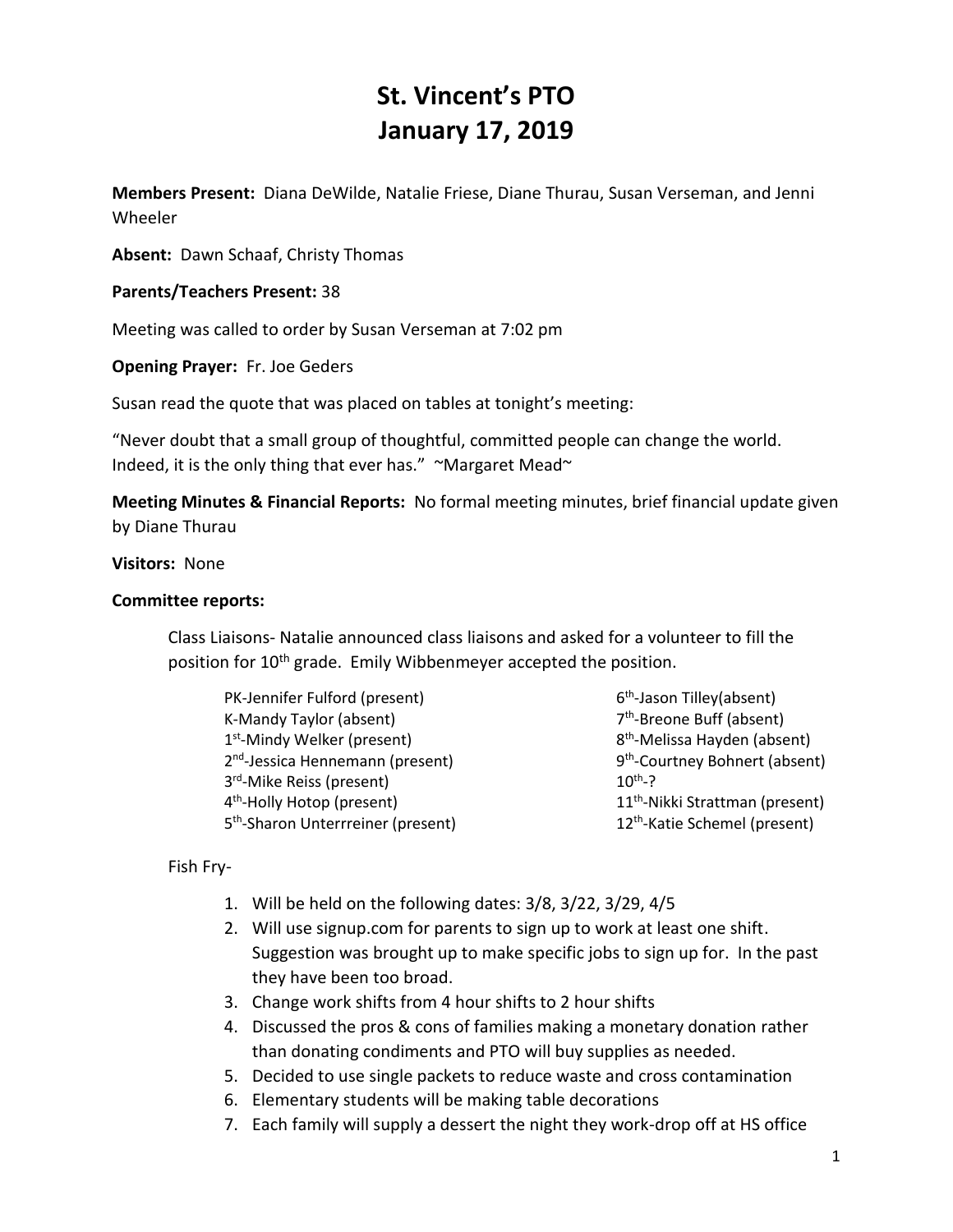# St. Vincent's PTO
# January 17, 2019

**Members Present:** Diana DeWilde, Natalie Friese, Diane Thurau, Susan Verseman, and Jenni Wheeler

**Absent:** Dawn Schaaf, Christy Thomas

**Parents/Teachers Present:** 38

Meeting was called to order by Susan Verseman at 7:02 pm

**Opening Prayer:** Fr. Joe Geders

Susan read the quote that was placed on tables at tonight's meeting:

"Never doubt that a small group of thoughtful, committed people can change the world. Indeed, it is the only thing that ever has." ~Margaret Mead~

**Meeting Minutes & Financial Reports:** No formal meeting minutes, brief financial update given by Diane Thurau

**Visitors:** None

**Committee reports:**

Class Liaisons- Natalie announced class liaisons and asked for a volunteer to fill the position for 10th grade. Emily Wibbenmeyer accepted the position.

- PK-Jennifer Fulford (present)
- K-Mandy Taylor (absent)
- 1st-Mindy Welker (present)
- 2nd-Jessica Hennemann (present)
- 3rd-Mike Reiss (present)
- 4th-Holly Hotop (present)
- 5th-Sharon Unterrreiner (present)
- 6th-Jason Tilley(absent)
- 7th-Breone Buff (absent)
- 8th-Melissa Hayden (absent)
- 9th-Courtney Bohnert (absent)
- 10th-?
- 11th-Nikki Strattman (present)
- 12th-Katie Schemel (present)

Fish Fry-

1. Will be held on the following dates: 3/8, 3/22, 3/29, 4/5
2. Will use signup.com for parents to sign up to work at least one shift. Suggestion was brought up to make specific jobs to sign up for. In the past they have been too broad.
3. Change work shifts from 4 hour shifts to 2 hour shifts
4. Discussed the pros & cons of families making a monetary donation rather than donating condiments and PTO will buy supplies as needed.
5. Decided to use single packets to reduce waste and cross contamination
6. Elementary students will be making table decorations
7. Each family will supply a dessert the night they work-drop off at HS office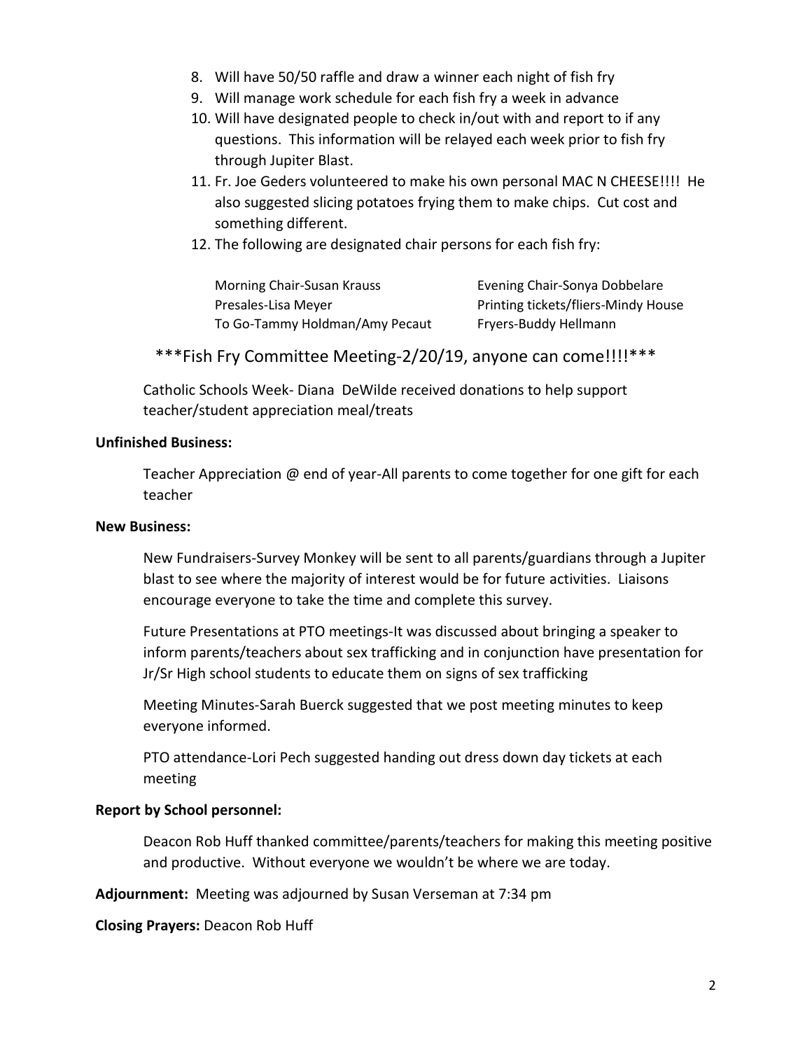8. Will have 50/50 raffle and draw a winner each night of fish fry
9. Will manage work schedule for each fish fry a week in advance
10. Will have designated people to check in/out with and report to if any questions. This information will be relayed each week prior to fish fry through Jupiter Blast.
11. Fr. Joe Geders volunteered to make his own personal MAC N CHEESE!!!! He also suggested slicing potatoes frying them to make chips. Cut cost and something different.
12. The following are designated chair persons for each fish fry:

| | |
|---|---|
| Morning Chair-Susan Krauss | Evening Chair-Sonya Dobbelare |
| Presales-Lisa Meyer | Printing tickets/fliers-Mindy House |
| To Go-Tammy Holdman/Amy Pecaut | Fryers-Buddy Hellmann |

***Fish Fry Committee Meeting-2/20/19, anyone can come!!!!***

Catholic Schools Week- Diana DeWilde received donations to help support teacher/student appreciation meal/treats

**Unfinished Business:**

Teacher Appreciation @ end of year-All parents to come together for one gift for each teacher

**New Business:**

New Fundraisers-Survey Monkey will be sent to all parents/guardians through a Jupiter blast to see where the majority of interest would be for future activities. Liaisons encourage everyone to take the time and complete this survey.

Future Presentations at PTO meetings-It was discussed about bringing a speaker to inform parents/teachers about sex trafficking and in conjunction have presentation for Jr/Sr High school students to educate them on signs of sex trafficking

Meeting Minutes-Sarah Buerck suggested that we post meeting minutes to keep everyone informed.

PTO attendance-Lori Pech suggested handing out dress down day tickets at each meeting

**Report by School personnel:**

Deacon Rob Huff thanked committee/parents/teachers for making this meeting positive and productive. Without everyone we wouldn't be where we are today.

**Adjournment:** Meeting was adjourned by Susan Verseman at 7:34 pm

**Closing Prayers:** Deacon Rob Huff